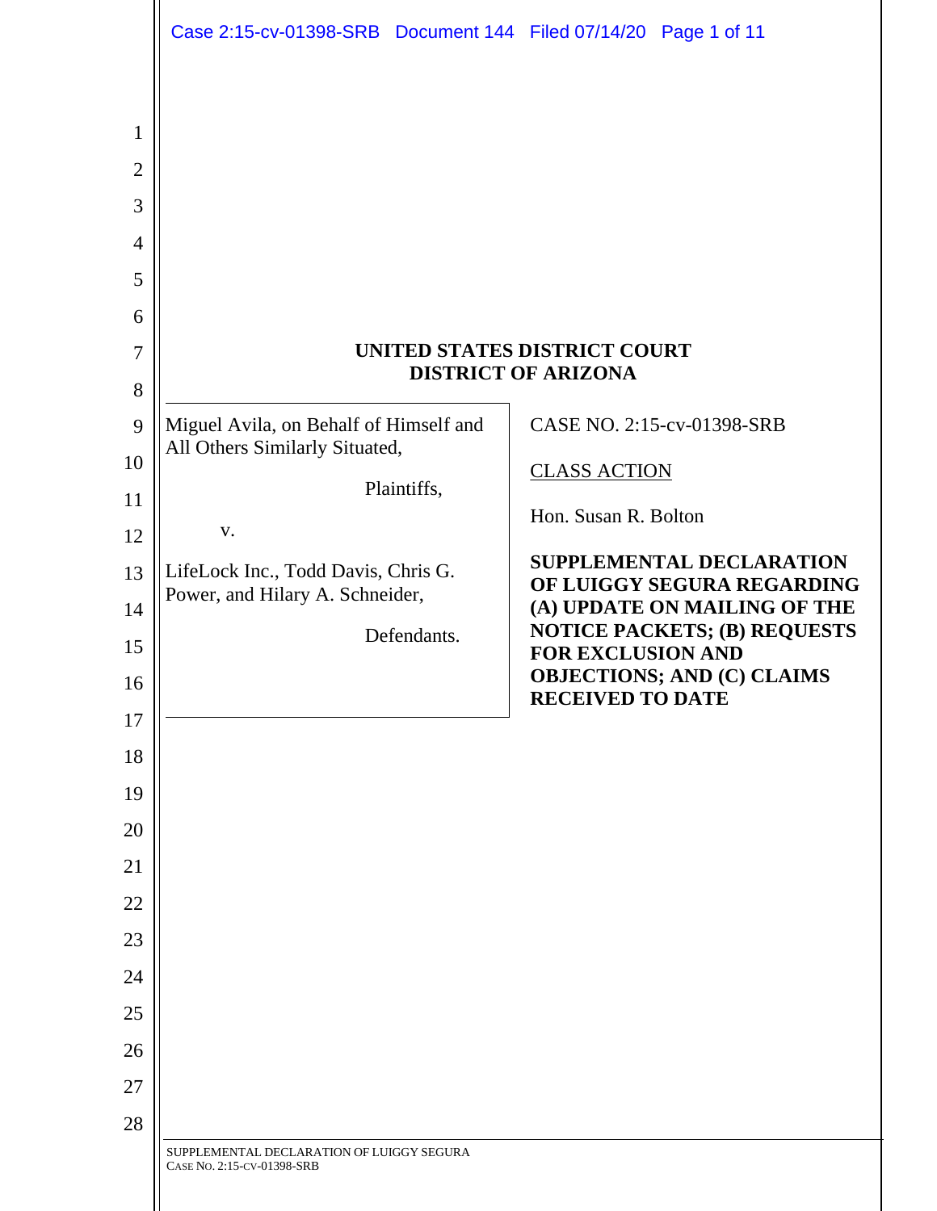# UNITED STATES DISTRICT COURT
# DISTRICT OF ARIZONA

| | |
|---|---|
| Miguel Avila, on Behalf of Himself and All Others Similarly Situated,<br><br>Plaintiffs,<br><br>v.<br><br>LifeLock Inc., Todd Davis, Chris G. Power, and Hilary A. Schneider,<br><br>Defendants. | CASE NO. 2:15-cv-01398-SRB<br><br>CLASS ACTION<br><br>Hon. Susan R. Bolton<br><br>**SUPPLEMENTAL DECLARATION OF LUIGGY SEGURA REGARDING (A) UPDATE ON MAILING OF THE NOTICE PACKETS; (B) REQUESTS FOR EXCLUSION AND OBJECTIONS; AND (C) CLAIMS RECEIVED TO DATE** |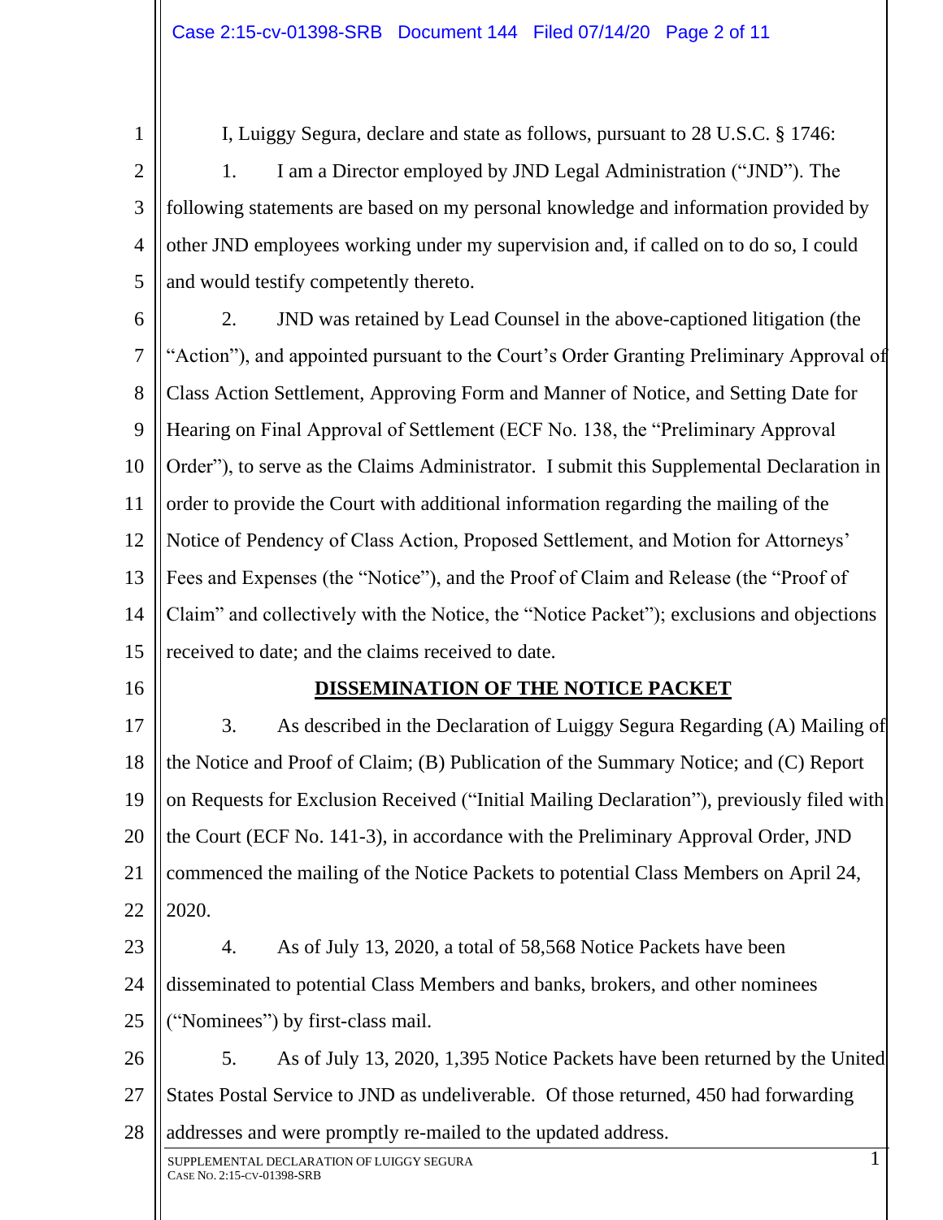I, Luiggy Segura, declare and state as follows, pursuant to 28 U.S.C. § 1746:

1. I am a Director employed by JND Legal Administration ("JND"). The following statements are based on my personal knowledge and information provided by other JND employees working under my supervision and, if called on to do so, I could and would testify competently thereto.

2. JND was retained by Lead Counsel in the above-captioned litigation (the "Action"), and appointed pursuant to the Court's Order Granting Preliminary Approval of Class Action Settlement, Approving Form and Manner of Notice, and Setting Date for Hearing on Final Approval of Settlement (ECF No. 138, the "Preliminary Approval Order"), to serve as the Claims Administrator. I submit this Supplemental Declaration in order to provide the Court with additional information regarding the mailing of the Notice of Pendency of Class Action, Proposed Settlement, and Motion for Attorneys' Fees and Expenses (the "Notice"), and the Proof of Claim and Release (the "Proof of Claim" and collectively with the Notice, the "Notice Packet"); exclusions and objections received to date; and the claims received to date.

## DISSEMINATION OF THE NOTICE PACKET

3. As described in the Declaration of Luiggy Segura Regarding (A) Mailing of the Notice and Proof of Claim; (B) Publication of the Summary Notice; and (C) Report on Requests for Exclusion Received ("Initial Mailing Declaration"), previously filed with the Court (ECF No. 141-3), in accordance with the Preliminary Approval Order, JND commenced the mailing of the Notice Packets to potential Class Members on April 24, 2020.

4. As of July 13, 2020, a total of 58,568 Notice Packets have been disseminated to potential Class Members and banks, brokers, and other nominees ("Nominees") by first-class mail.

5. As of July 13, 2020, 1,395 Notice Packets have been returned by the United States Postal Service to JND as undeliverable. Of those returned, 450 had forwarding addresses and were promptly re-mailed to the updated address.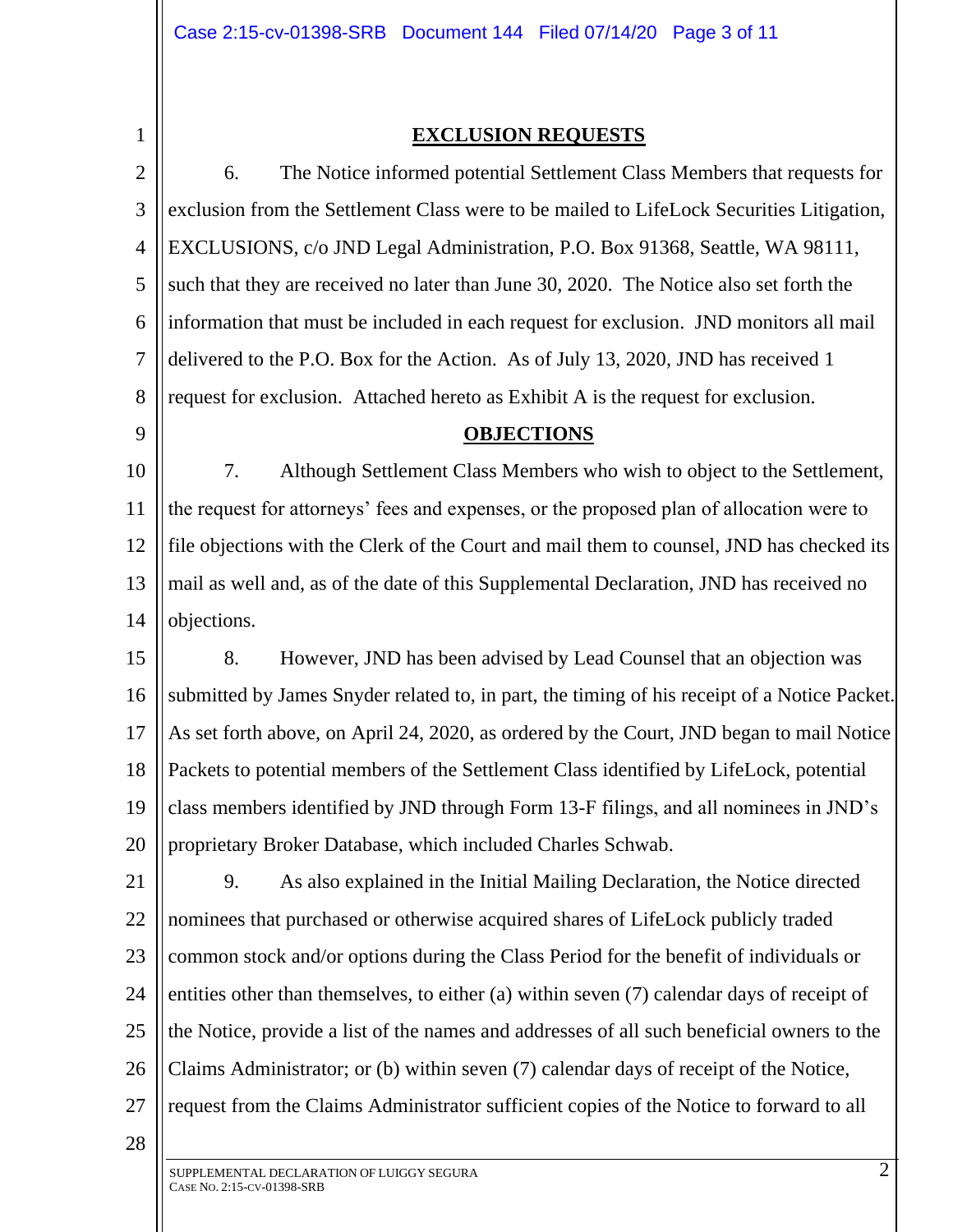## EXCLUSION REQUESTS

6. The Notice informed potential Settlement Class Members that requests for exclusion from the Settlement Class were to be mailed to LifeLock Securities Litigation, EXCLUSIONS, c/o JND Legal Administration, P.O. Box 91368, Seattle, WA 98111, such that they are received no later than June 30, 2020. The Notice also set forth the information that must be included in each request for exclusion. JND monitors all mail delivered to the P.O. Box for the Action. As of July 13, 2020, JND has received 1 request for exclusion. Attached hereto as Exhibit A is the request for exclusion.

## OBJECTIONS

7. Although Settlement Class Members who wish to object to the Settlement, the request for attorneys' fees and expenses, or the proposed plan of allocation were to file objections with the Clerk of the Court and mail them to counsel, JND has checked its mail as well and, as of the date of this Supplemental Declaration, JND has received no objections.

8. However, JND has been advised by Lead Counsel that an objection was submitted by James Snyder related to, in part, the timing of his receipt of a Notice Packet. As set forth above, on April 24, 2020, as ordered by the Court, JND began to mail Notice Packets to potential members of the Settlement Class identified by LifeLock, potential class members identified by JND through Form 13-F filings, and all nominees in JND's proprietary Broker Database, which included Charles Schwab.

9. As also explained in the Initial Mailing Declaration, the Notice directed nominees that purchased or otherwise acquired shares of LifeLock publicly traded common stock and/or options during the Class Period for the benefit of individuals or entities other than themselves, to either (a) within seven (7) calendar days of receipt of the Notice, provide a list of the names and addresses of all such beneficial owners to the Claims Administrator; or (b) within seven (7) calendar days of receipt of the Notice, request from the Claims Administrator sufficient copies of the Notice to forward to all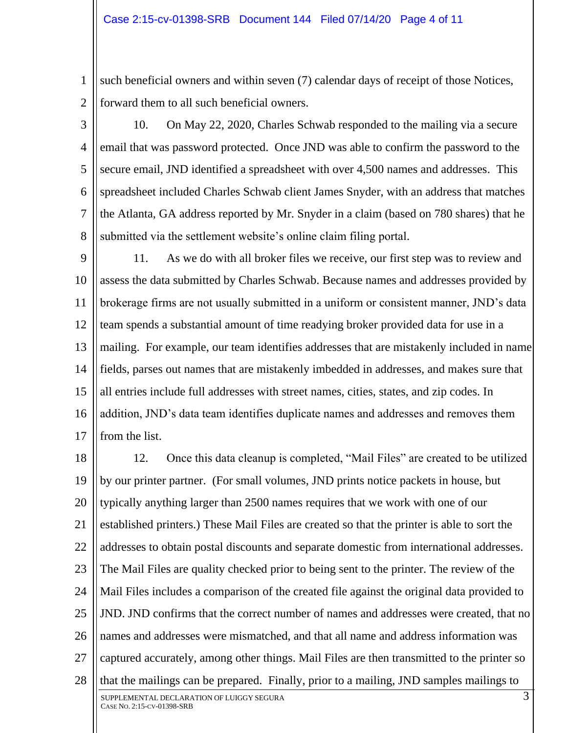such beneficial owners and within seven (7) calendar days of receipt of those Notices, forward them to all such beneficial owners.

10. On May 22, 2020, Charles Schwab responded to the mailing via a secure email that was password protected. Once JND was able to confirm the password to the secure email, JND identified a spreadsheet with over 4,500 names and addresses. This spreadsheet included Charles Schwab client James Snyder, with an address that matches the Atlanta, GA address reported by Mr. Snyder in a claim (based on 780 shares) that he submitted via the settlement website's online claim filing portal.

11. As we do with all broker files we receive, our first step was to review and assess the data submitted by Charles Schwab. Because names and addresses provided by brokerage firms are not usually submitted in a uniform or consistent manner, JND's data team spends a substantial amount of time readying broker provided data for use in a mailing. For example, our team identifies addresses that are mistakenly included in name fields, parses out names that are mistakenly imbedded in addresses, and makes sure that all entries include full addresses with street names, cities, states, and zip codes. In addition, JND's data team identifies duplicate names and addresses and removes them from the list.

12. Once this data cleanup is completed, "Mail Files" are created to be utilized by our printer partner. (For small volumes, JND prints notice packets in house, but typically anything larger than 2500 names requires that we work with one of our established printers.) These Mail Files are created so that the printer is able to sort the addresses to obtain postal discounts and separate domestic from international addresses. The Mail Files are quality checked prior to being sent to the printer. The review of the Mail Files includes a comparison of the created file against the original data provided to JND. JND confirms that the correct number of names and addresses were created, that no names and addresses were mismatched, and that all name and address information was captured accurately, among other things. Mail Files are then transmitted to the printer so that the mailings can be prepared. Finally, prior to a mailing, JND samples mailings to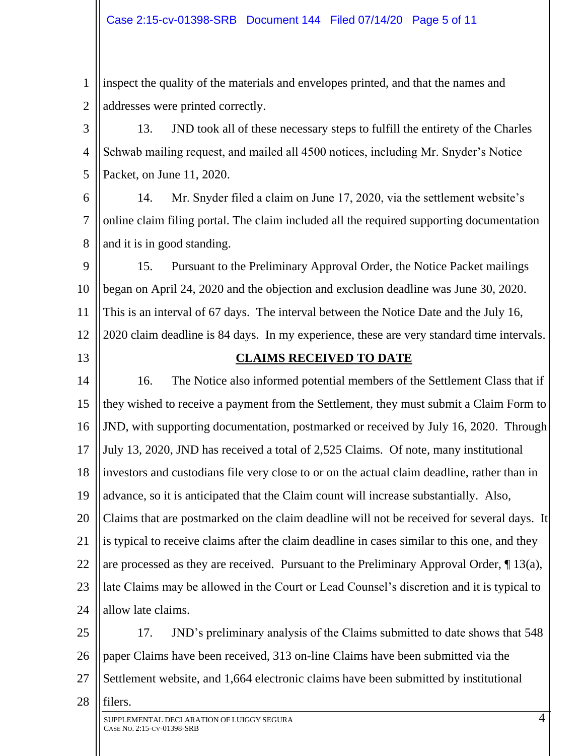inspect the quality of the materials and envelopes printed, and that the names and addresses were printed correctly.

13. JND took all of these necessary steps to fulfill the entirety of the Charles Schwab mailing request, and mailed all 4500 notices, including Mr. Snyder's Notice Packet, on June 11, 2020.

14. Mr. Snyder filed a claim on June 17, 2020, via the settlement website's online claim filing portal. The claim included all the required supporting documentation and it is in good standing.

15. Pursuant to the Preliminary Approval Order, the Notice Packet mailings began on April 24, 2020 and the objection and exclusion deadline was June 30, 2020. This is an interval of 67 days. The interval between the Notice Date and the July 16, 2020 claim deadline is 84 days. In my experience, these are very standard time intervals.

## CLAIMS RECEIVED TO DATE

16. The Notice also informed potential members of the Settlement Class that if they wished to receive a payment from the Settlement, they must submit a Claim Form to JND, with supporting documentation, postmarked or received by July 16, 2020. Through July 13, 2020, JND has received a total of 2,525 Claims. Of note, many institutional investors and custodians file very close to or on the actual claim deadline, rather than in advance, so it is anticipated that the Claim count will increase substantially. Also, Claims that are postmarked on the claim deadline will not be received for several days. It is typical to receive claims after the claim deadline in cases similar to this one, and they are processed as they are received. Pursuant to the Preliminary Approval Order, ¶ 13(a), late Claims may be allowed in the Court or Lead Counsel's discretion and it is typical to allow late claims.

17. JND's preliminary analysis of the Claims submitted to date shows that 548 paper Claims have been received, 313 on-line Claims have been submitted via the Settlement website, and 1,664 electronic claims have been submitted by institutional filers.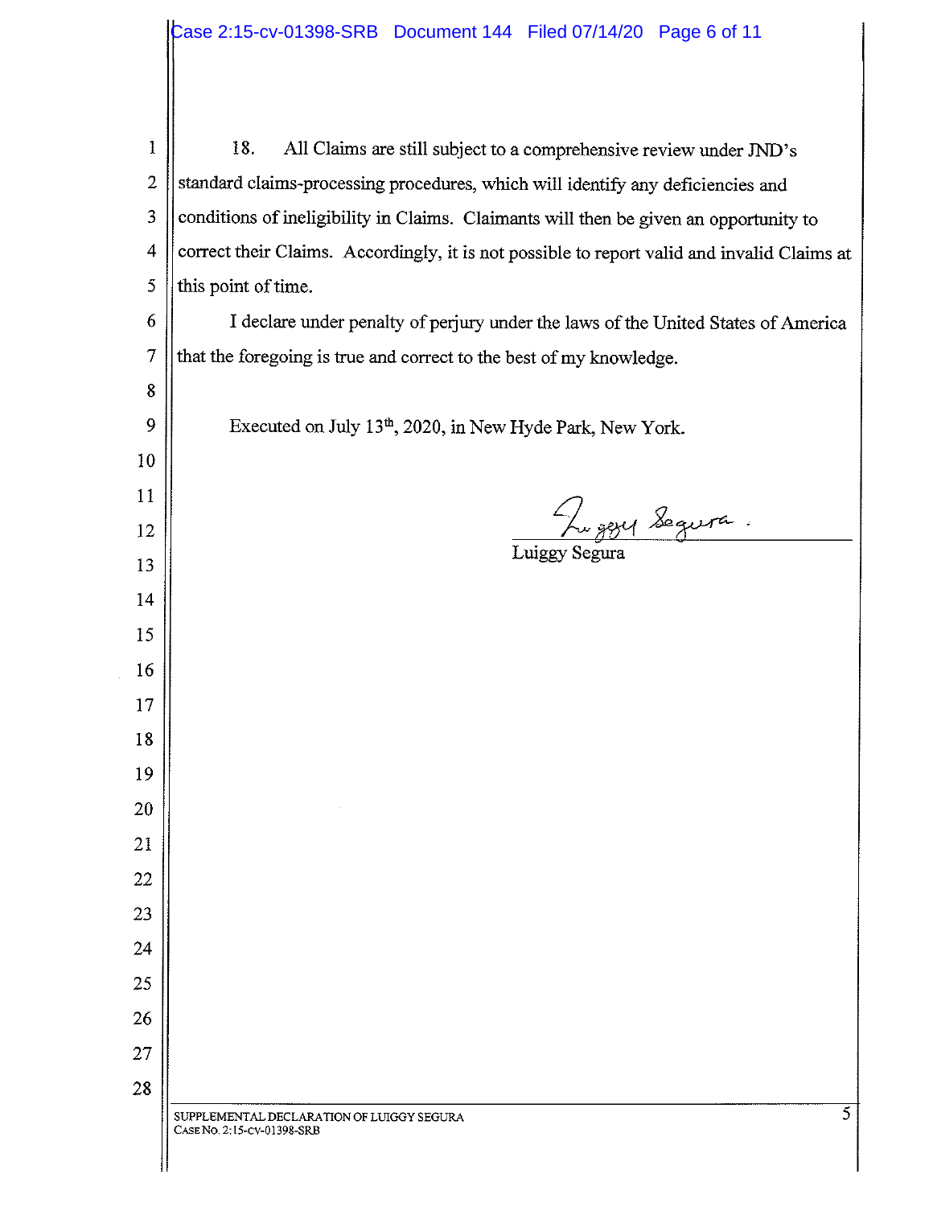18. All Claims are still subject to a comprehensive review under JND's standard claims-processing procedures, which will identify any deficiencies and conditions of ineligibility in Claims. Claimants will then be given an opportunity to correct their Claims. Accordingly, it is not possible to report valid and invalid Claims at this point of time.

I declare under penalty of perjury under the laws of the United States of America that the foregoing is true and correct to the best of my knowledge.

Executed on July 13th, 2020, in New Hyde Park, New York.

Luiggy Segura

SUPPLEMENTAL DECLARATION OF LUIGGY SEGURA
CASE NO. 2:15-CV-01398-SRB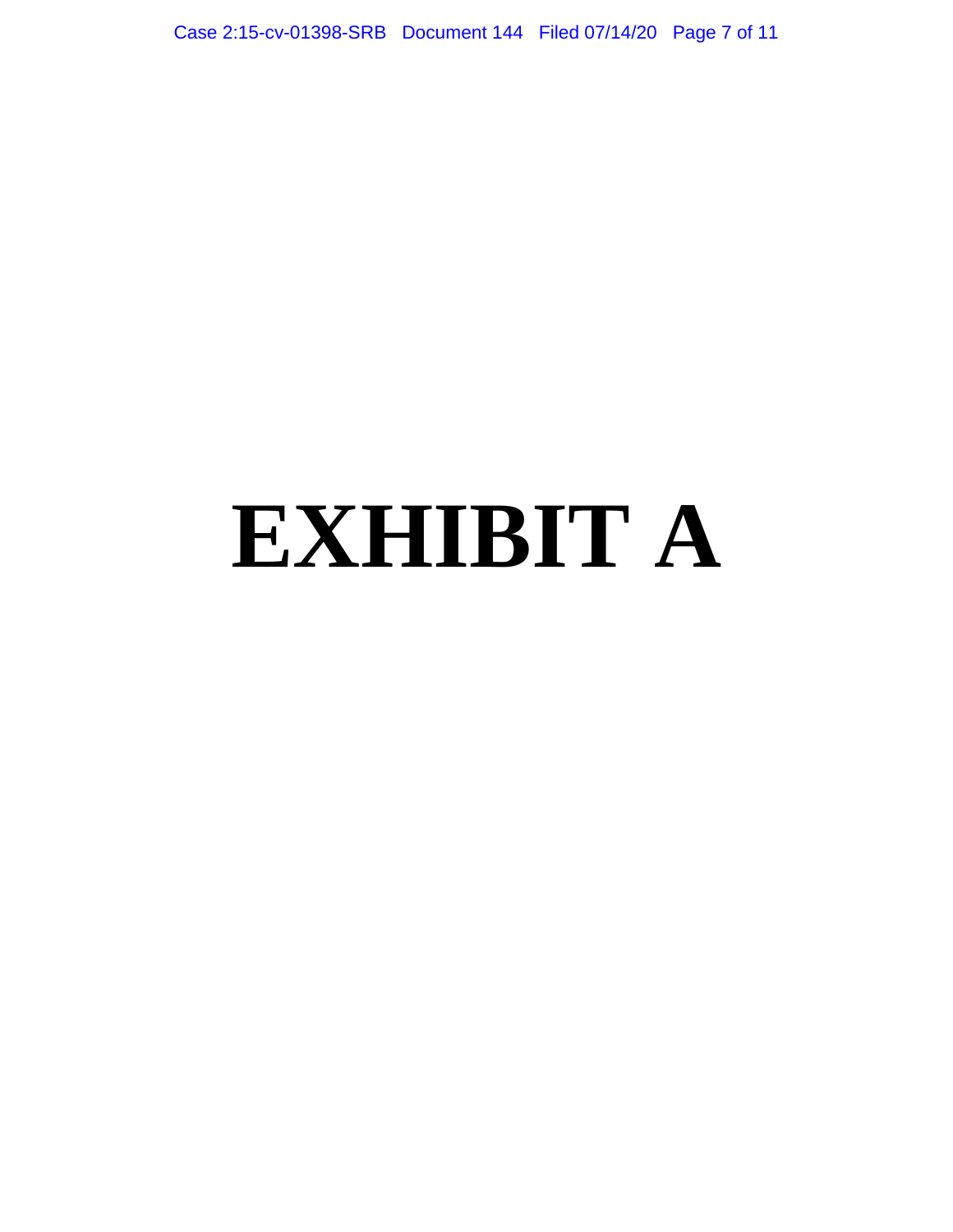# EXHIBIT A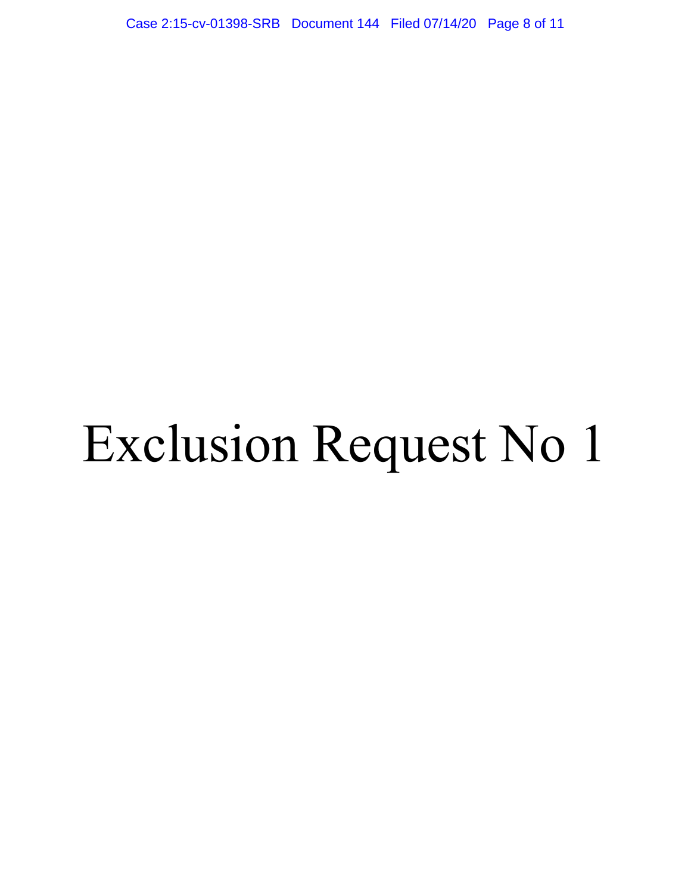# Exclusion Request No 1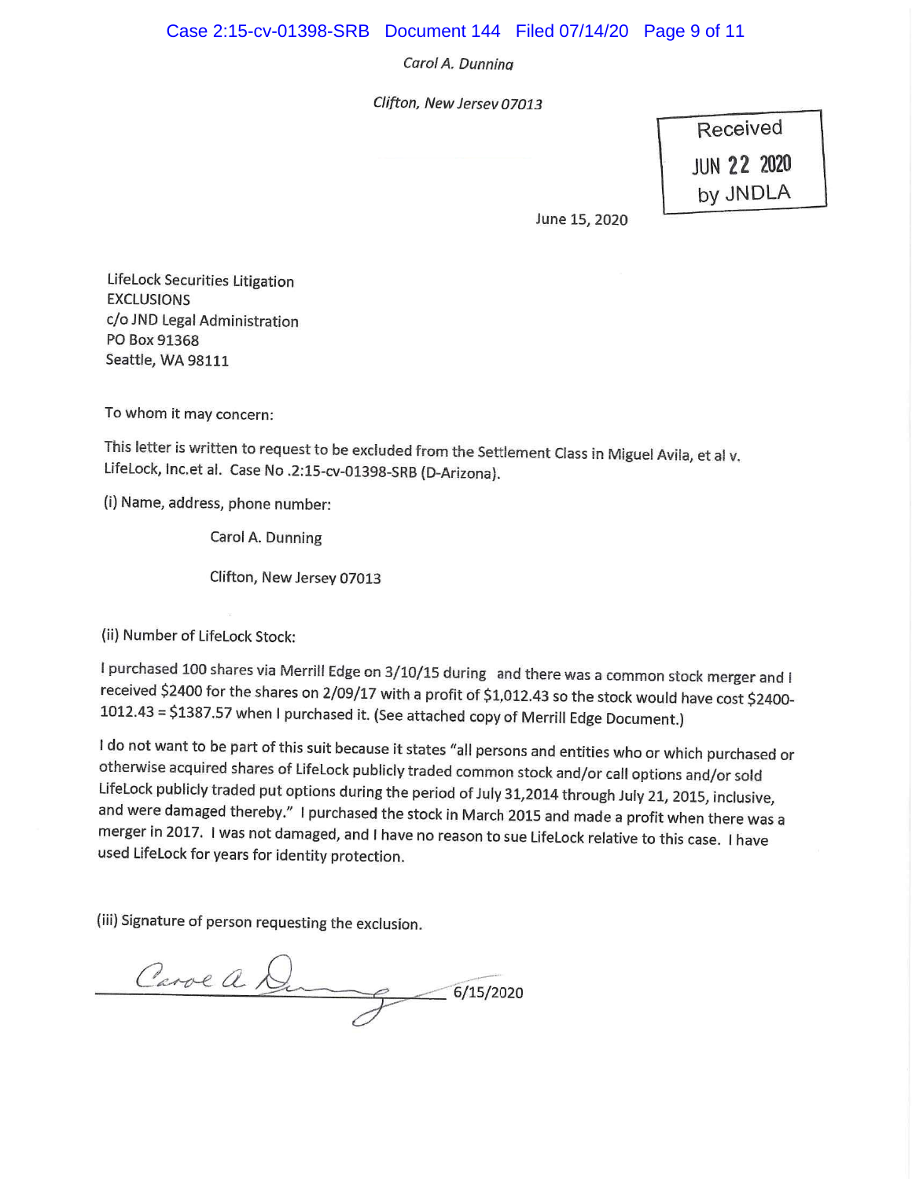Carol A. Dunning

Clifton, New Jersey 07013

Received
JUN 22 2020
by JNDLA

June 15, 2020

LifeLock Securities Litigation
EXCLUSIONS
c/o JND Legal Administration
PO Box 91368
Seattle, WA 98111

To whom it may concern:

This letter is written to request to be excluded from the Settlement Class in Miguel Avila, et al v. LifeLock, Inc.et al. Case No .2:15-cv-01398-SRB (D-Arizona).

(i) Name, address, phone number:

Carol A. Dunning

Clifton, New Jersey 07013

(ii) Number of LifeLock Stock:

I purchased 100 shares via Merrill Edge on 3/10/15 during and there was a common stock merger and I received $2400 for the shares on 2/09/17 with a profit of $1,012.43 so the stock would have cost $2400-1012.43 = $1387.57 when I purchased it. (See attached copy of Merrill Edge Document.)

I do not want to be part of this suit because it states "all persons and entities who or which purchased or otherwise acquired shares of LifeLock publicly traded common stock and/or call options and/or sold LifeLock publicly traded put options during the period of July 31,2014 through July 21, 2015, inclusive, and were damaged thereby." I purchased the stock in March 2015 and made a profit when there was a merger in 2017. I was not damaged, and I have no reason to sue LifeLock relative to this case. I have used LifeLock for years for identity protection.

(iii) Signature of person requesting the exclusion.

Carol A. Dunning 6/15/2020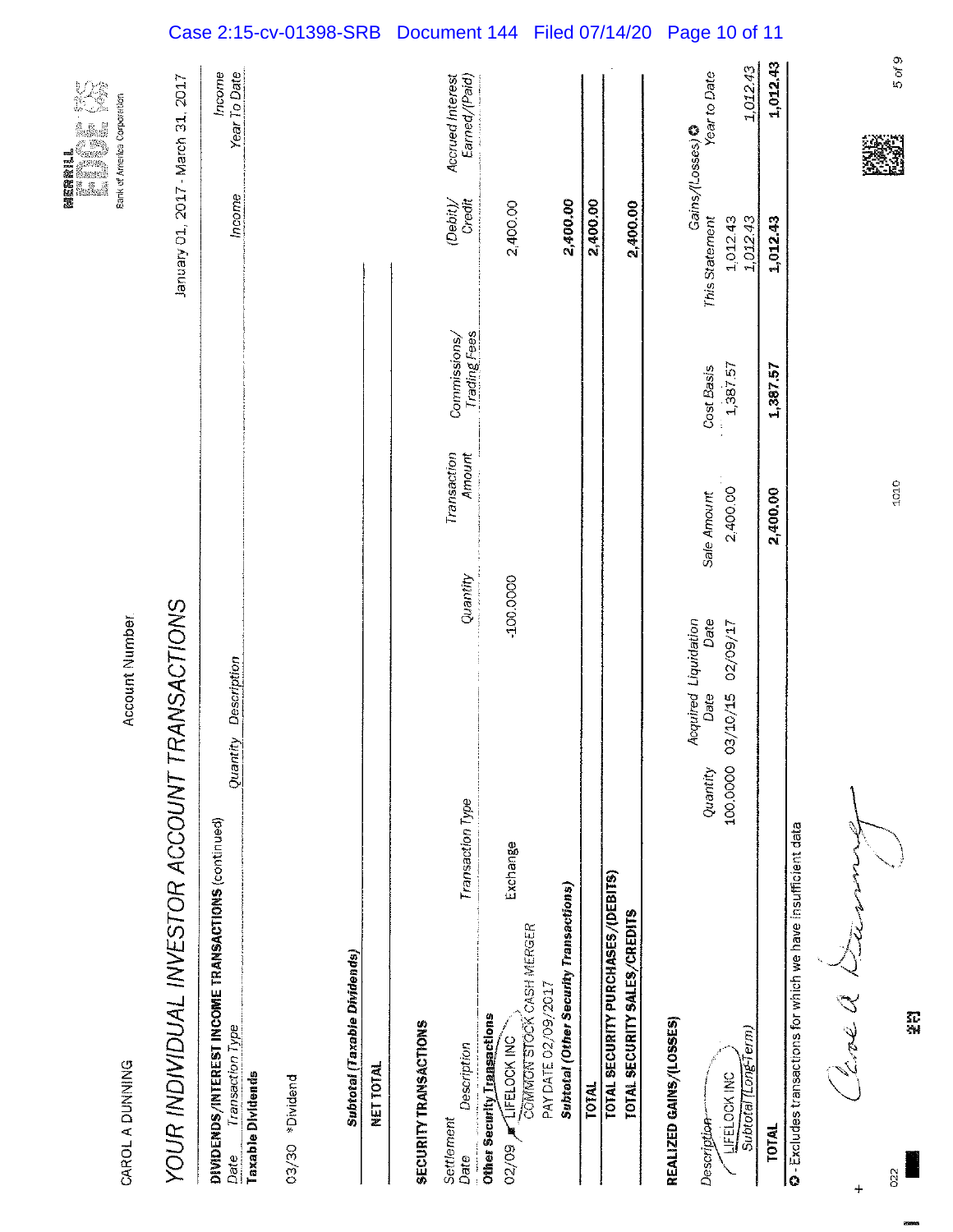Case 2:15-cv-01398-SRB Document 144 Filed 07/14/20 Page 10 of 11

CAROL A DUNNING

Account Number

MERRILL EDGE
Bank of America Corporation

# YOUR INDIVIDUAL INVESTOR ACCOUNT TRANSACTIONS

January 01, 2017 - March 31, 2017

## DIVIDENDS/INTEREST INCOME TRANSACTIONS (continued)

| Date | Transaction Type | Quantity | Description | Income | Income Year To Date |
|---|---|---|---|---|---|
| **Taxable Dividends** | | | | | |
| 03/30 | *Dividend | | | | |
| | **Subtotal (Taxable Dividends)** | | | | |
| | **NET TOTAL** | | | | |

## SECURITY TRANSACTIONS

| Settlement Date | Description | Transaction Type | Quantity | Transaction Amount | Commissions/ Trading Fees | (Debit)/ Credit | Accrued Interest Earned/(Paid) |
|---|---|---|---|---|---|---|---|
| **Other Security Transactions** | | | | | | | |
| 02/09 | LIFELOCK INC COMMON STOCK CASH MERGER PAY DATE 02/09/2017 | Exchange | -100.0000 | | | 2,400.00 | |
| | **Subtotal (Other Security Transactions)** | | | | | **2,400.00** | |
| **TOTAL** | | | | | | **2,400.00** | |
| **TOTAL SECURITY PURCHASES/(DEBITS)** | | | | | | | |
| **TOTAL SECURITY SALES/CREDITS** | | | | | | **2,400.00** | |

## REALIZED GAINS/(LOSSES)

| Description | Quantity | Acquired Date | Liquidation Date | Sale Amount | Cost Basis | Gains/(Losses) ✪ This Statement | Gains/(Losses) ✪ Year to Date |
|---|---|---|---|---|---|---|---|
| LIFELOCK INC | 100.0000 | 03/10/15 | 02/09/17 | 2,400.00 | 1,387.57 | 1,012.43 | |
| Subtotal (Long-Term) | | | | | | 1,012.43 | 1,012.43 |
| **TOTAL** | | | | **2,400.00** | **1,387.57** | **1,012.43** | **1,012.43** |

✪ - Excludes transactions for which we have insufficient data

Carol A Dunning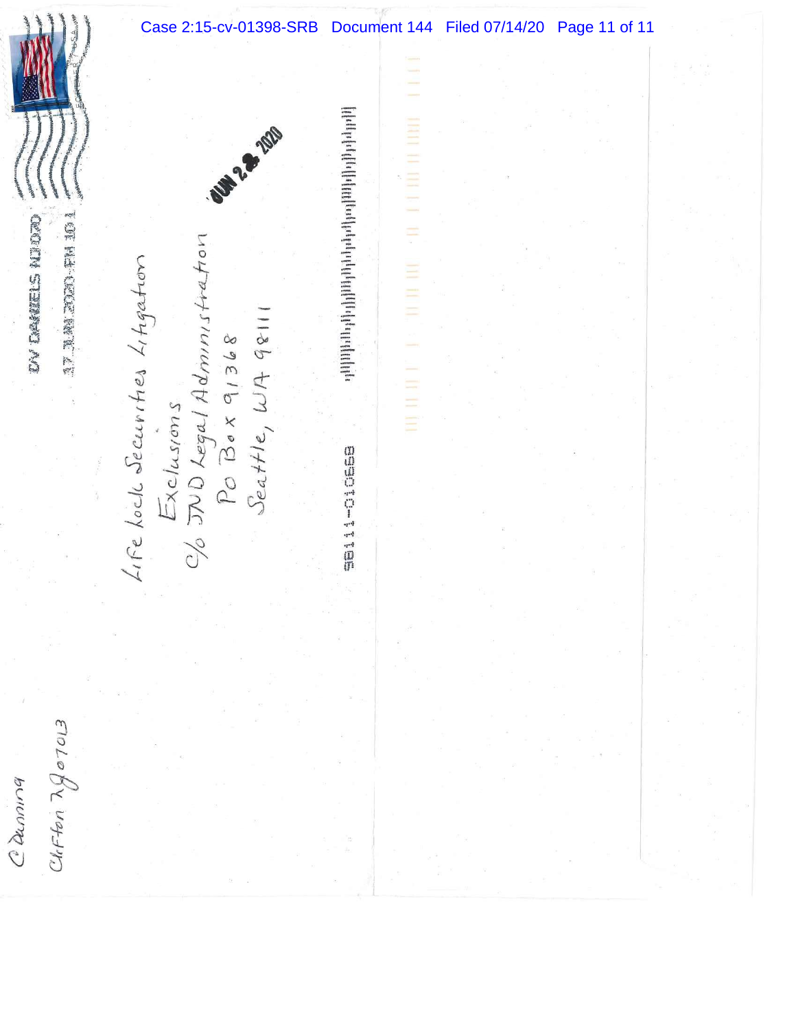C Dunning

Clifton NJ 07013

DV DANIELS NJ 070

17 JUN 2020 PM 10 L

Life lock Securities Litigation

Exclusions

C/o JND Legal Administration

PO Box 91368

Seattle, WA 98111

JUN 22 2020

98111-010868